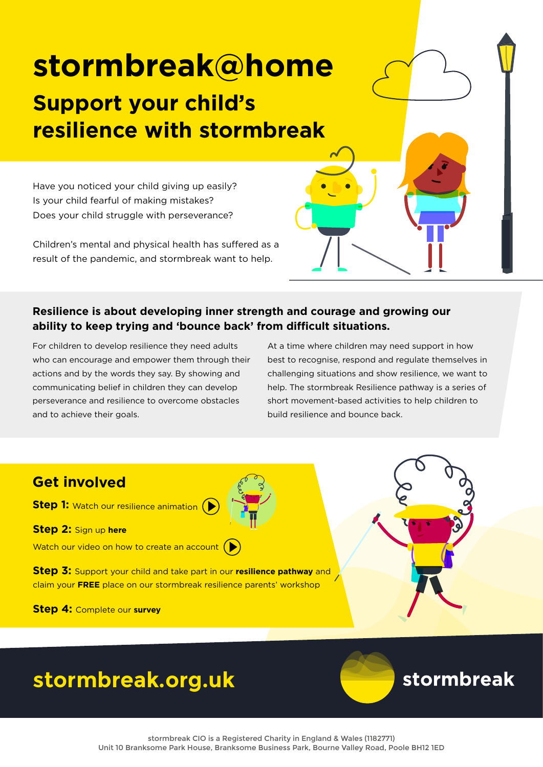# stormbreak@home

## Support your child's resilience with stormbreak

Have you noticed your child giving up easily?
Is your child fearful of making mistakes?
Does your child struggle with perseverance?

Children's mental and physical health has suffered as a result of the pandemic, and stormbreak want to help.

**Resilience is about developing inner strength and courage and growing our ability to keep trying and 'bounce back' from difficult situations.**

For children to develop resilience they need adults who can encourage and empower them through their actions and by the words they say. By showing and communicating belief in children they can develop perseverance and resilience to overcome obstacles and to achieve their goals.

At a time where children may need support in how best to recognise, respond and regulate themselves in challenging situations and show resilience, we want to help. The stormbreak Resilience pathway is a series of short movement-based activities to help children to build resilience and bounce back.

## Get involved

**Step 1:** Watch our resilience animation

**Step 2:** Sign up **here**

Watch our video on how to create an account

**Step 3:** Support your child and take part in our **resilience pathway** and claim your **FREE** place on our stormbreak resilience parents' workshop

**Step 4:** Complete our **survey**

**stormbreak.org.uk**

stormbreak

stormbreak CIO is a Registered Charity in England & Wales (1182771)
Unit 10 Branksome Park House, Branksome Business Park, Bourne Valley Road, Poole BH12 1ED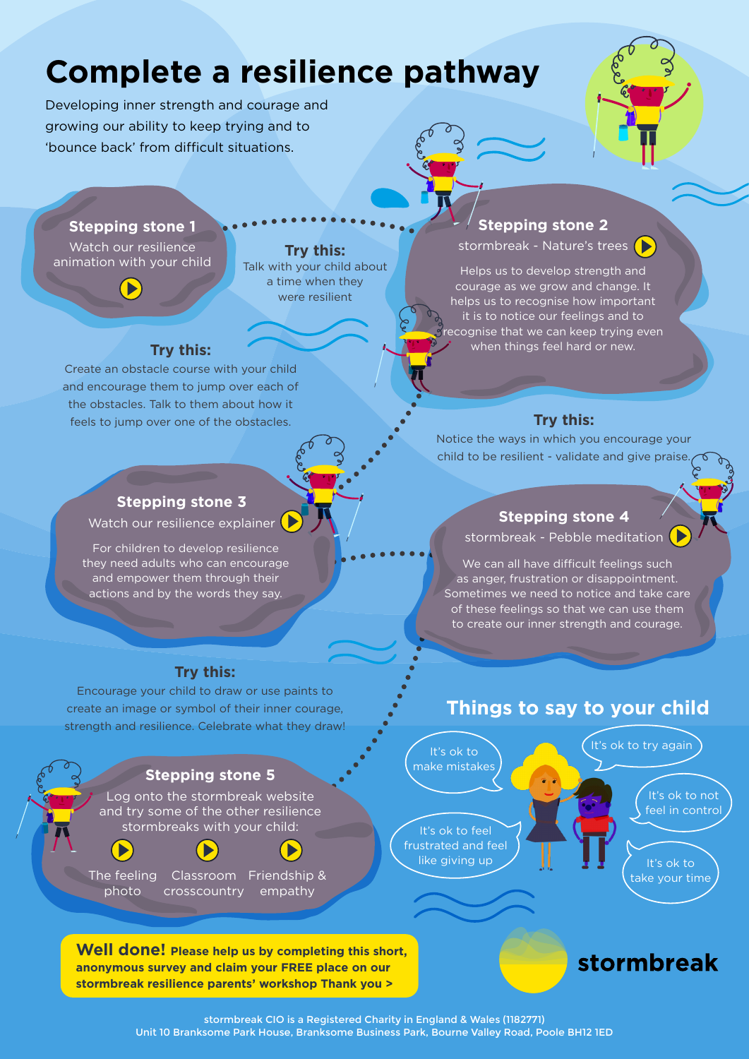# Complete a resilience pathway

Developing inner strength and courage and growing our ability to keep trying and to 'bounce back' from difficult situations.

## Stepping stone 1

Watch our resilience animation with your child

**Try this:**
Talk with your child about a time when they were resilient

**Try this:**
Create an obstacle course with your child and encourage them to jump over each of the obstacles. Talk to them about how it feels to jump over one of the obstacles.

## Stepping stone 2

stormbreak - Nature's trees

Helps us to develop strength and courage as we grow and change. It helps us to recognise how important it is to notice our feelings and to recognise that we can keep trying even when things feel hard or new.

**Try this:**
Notice the ways in which you encourage your child to be resilient - validate and give praise.

## Stepping stone 3

Watch our resilience explainer

For children to develop resilience they need adults who can encourage and empower them through their actions and by the words they say.

## Stepping stone 4

stormbreak - Pebble meditation

We can all have difficult feelings such as anger, frustration or disappointment. Sometimes we need to notice and take care of these feelings so that we can use them to create our inner strength and courage.

**Try this:**
Encourage your child to draw or use paints to create an image or symbol of their inner courage, strength and resilience. Celebrate what they draw!

## Stepping stone 5

Log onto the stormbreak website and try some of the other resilience stormbreaks with your child:

- The feeling photo
- Classroom crosscountry
- Friendship & empathy

## Things to say to your child

- It's ok to make mistakes
- It's ok to try again
- It's ok to not feel in control
- It's ok to feel frustrated and feel like giving up
- It's ok to take your time

**Well done! Please help us by completing this short, anonymous survey and claim your FREE place on our stormbreak resilience parents' workshop Thank you >**

stormbreak

stormbreak CIO is a Registered Charity in England & Wales (1182771)
Unit 10 Branksome Park House, Branksome Business Park, Bourne Valley Road, Poole BH12 1ED